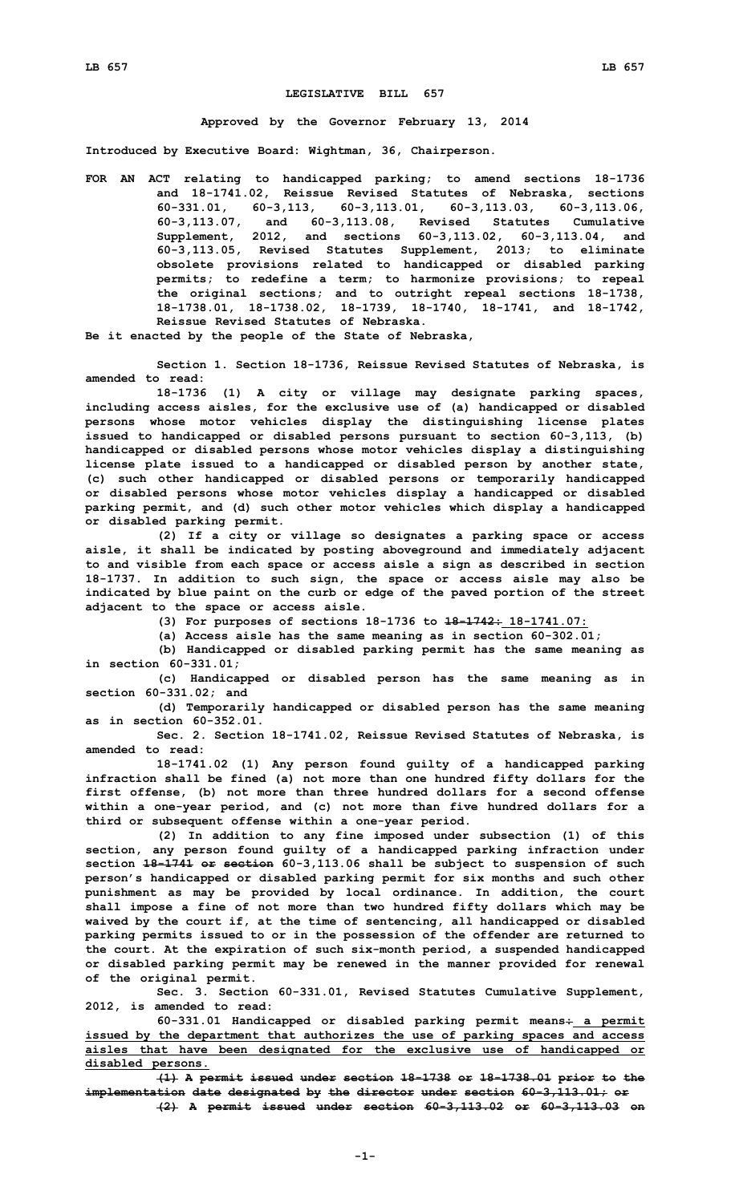# LEGISLATIVE BILL 657

**Approved by the Governor February 13, 2014**

**Introduced by Executive Board: Wightman, 36, Chairperson.**

**FOR AN ACT relating to handicapped parking; to amend sections 18-1736 and 18-1741.02, Reissue Revised Statutes of Nebraska, sections 60-331.01, 60-3,113, 60-3,113.01, 60-3,113.03, 60-3,113.06, 60-3,113.07, and 60-3,113.08, Revised Statutes Cumulative Supplement, 2012, and sections 60-3,113.02, 60-3,113.04, and 60-3,113.05, Revised Statutes Supplement, 2013; to eliminate obsolete provisions related to handicapped or disabled parking permits; to redefine a term; to harmonize provisions; to repeal the original sections; and to outright repeal sections 18-1738, 18-1738.01, 18-1738.02, 18-1739, 18-1740, 18-1741, and 18-1742, Reissue Revised Statutes of Nebraska.**

**Be it enacted by the people of the State of Nebraska,**

**Section 1. Section 18-1736, Reissue Revised Statutes of Nebraska, is amended to read:**

**18-1736 (1) A city or village may designate parking spaces, including access aisles, for the exclusive use of (a) handicapped or disabled persons whose motor vehicles display the distinguishing license plates issued to handicapped or disabled persons pursuant to section 60-3,113, (b) handicapped or disabled persons whose motor vehicles display a distinguishing license plate issued to a handicapped or disabled person by another state, (c) such other handicapped or disabled persons or temporarily handicapped or disabled persons whose motor vehicles display a handicapped or disabled parking permit, and (d) such other motor vehicles which display a handicapped or disabled parking permit.**

**(2) If a city or village so designates a parking space or access aisle, it shall be indicated by posting aboveground and immediately adjacent to and visible from each space or access aisle a sign as described in section 18-1737. In addition to such sign, the space or access aisle may also be indicated by blue paint on the curb or edge of the paved portion of the street adjacent to the space or access aisle.**

**(3) For purposes of sections 18-1736 to ~~18-1742:~~ 18-1741.07:**

**(a) Access aisle has the same meaning as in section 60-302.01;**

**(b) Handicapped or disabled parking permit has the same meaning as in section 60-331.01;**

**(c) Handicapped or disabled person has the same meaning as in section 60-331.02; and**

**(d) Temporarily handicapped or disabled person has the same meaning as in section 60-352.01.**

**Sec. 2. Section 18-1741.02, Reissue Revised Statutes of Nebraska, is amended to read:**

**18-1741.02 (1) Any person found guilty of a handicapped parking infraction shall be fined (a) not more than one hundred fifty dollars for the first offense, (b) not more than three hundred dollars for a second offense within a one-year period, and (c) not more than five hundred dollars for a third or subsequent offense within a one-year period.**

**(2) In addition to any fine imposed under subsection (1) of this section, any person found guilty of a handicapped parking infraction under section ~~18-1741 or section~~ 60-3,113.06 shall be subject to suspension of such person's handicapped or disabled parking permit for six months and such other punishment as may be provided by local ordinance. In addition, the court shall impose a fine of not more than two hundred fifty dollars which may be waived by the court if, at the time of sentencing, all handicapped or disabled parking permits issued to or in the possession of the offender are returned to the court. At the expiration of such six-month period, a suspended handicapped or disabled parking permit may be renewed in the manner provided for renewal of the original permit.**

**Sec. 3. Section 60-331.01, Revised Statutes Cumulative Supplement, 2012, is amended to read:**

**60-331.01 Handicapped or disabled parking permit means~~:~~ <u>a permit issued by the department that authorizes the use of parking spaces and access aisles that have been designated for the exclusive use of handicapped or disabled persons.</u>**

**~~(1) A permit issued under section 18-1738 or 18-1738.01 prior to the implementation date designated by the director under section 60-3,113.01; or~~**

**~~(2) A permit issued under section 60-3,113.02 or 60-3,113.03 on~~**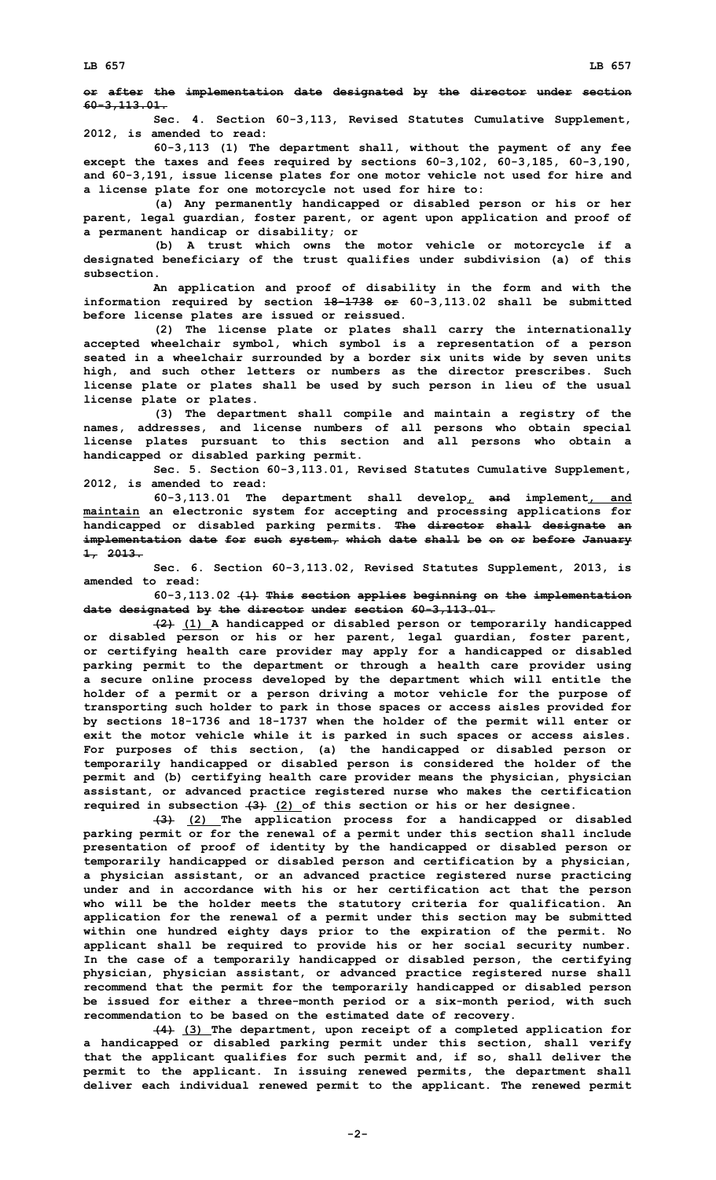~~or after the implementation date designated by the director under section 60-3,113.01.~~

**Sec. 4. Section 60-3,113, Revised Statutes Cumulative Supplement, 2012, is amended to read:**

**60-3,113 (1) The department shall, without the payment of any fee except the taxes and fees required by sections 60-3,102, 60-3,185, 60-3,190, and 60-3,191, issue license plates for one motor vehicle not used for hire and a license plate for one motorcycle not used for hire to:**

**(a) Any permanently handicapped or disabled person or his or her parent, legal guardian, foster parent, or agent upon application and proof of a permanent handicap or disability; or**

**(b) A trust which owns the motor vehicle or motorcycle if a designated beneficiary of the trust qualifies under subdivision (a) of this subsection.**

**An application and proof of disability in the form and with the information required by section ~~18-1738 or~~ 60-3,113.02 shall be submitted before license plates are issued or reissued.**

**(2) The license plate or plates shall carry the internationally accepted wheelchair symbol, which symbol is a representation of a person seated in a wheelchair surrounded by a border six units wide by seven units high, and such other letters or numbers as the director prescribes. Such license plate or plates shall be used by such person in lieu of the usual license plate or plates.**

**(3) The department shall compile and maintain a registry of the names, addresses, and license numbers of all persons who obtain special license plates pursuant to this section and all persons who obtain a handicapped or disabled parking permit.**

**Sec. 5. Section 60-3,113.01, Revised Statutes Cumulative Supplement, 2012, is amended to read:**

**60-3,113.01 The department shall develop, ~~and~~ implement, and maintain an electronic system for accepting and processing applications for handicapped or disabled parking permits. ~~The director shall designate an implementation date for such system, which date shall be on or before January 1, 2013.~~**

**Sec. 6. Section 60-3,113.02, Revised Statutes Supplement, 2013, is amended to read:**

**60-3,113.02 ~~(1) This section applies beginning on the implementation date designated by the director under section 60-3,113.01.~~**

**~~(2)~~ (1) A handicapped or disabled person or temporarily handicapped or disabled person or his or her parent, legal guardian, foster parent, or certifying health care provider may apply for a handicapped or disabled parking permit to the department or through a health care provider using a secure online process developed by the department which will entitle the holder of a permit or a person driving a motor vehicle for the purpose of transporting such holder to park in those spaces or access aisles provided for by sections 18-1736 and 18-1737 when the holder of the permit will enter or exit the motor vehicle while it is parked in such spaces or access aisles. For purposes of this section, (a) the handicapped or disabled person or temporarily handicapped or disabled person is considered the holder of the permit and (b) certifying health care provider means the physician, physician assistant, or advanced practice registered nurse who makes the certification required in subsection ~~(3)~~ (2) of this section or his or her designee.**

**~~(3)~~ (2) The application process for a handicapped or disabled parking permit or for the renewal of a permit under this section shall include presentation of proof of identity by the handicapped or disabled person or temporarily handicapped or disabled person and certification by a physician, a physician assistant, or an advanced practice registered nurse practicing under and in accordance with his or her certification act that the person who will be the holder meets the statutory criteria for qualification. An application for the renewal of a permit under this section may be submitted within one hundred eighty days prior to the expiration of the permit. No applicant shall be required to provide his or her social security number. In the case of a temporarily handicapped or disabled person, the certifying physician, physician assistant, or advanced practice registered nurse shall recommend that the permit for the temporarily handicapped or disabled person be issued for either a three-month period or a six-month period, with such recommendation to be based on the estimated date of recovery.**

**~~(4)~~ (3) The department, upon receipt of a completed application for a handicapped or disabled parking permit under this section, shall verify that the applicant qualifies for such permit and, if so, shall deliver the permit to the applicant. In issuing renewed permits, the department shall deliver each individual renewed permit to the applicant. The renewed permit**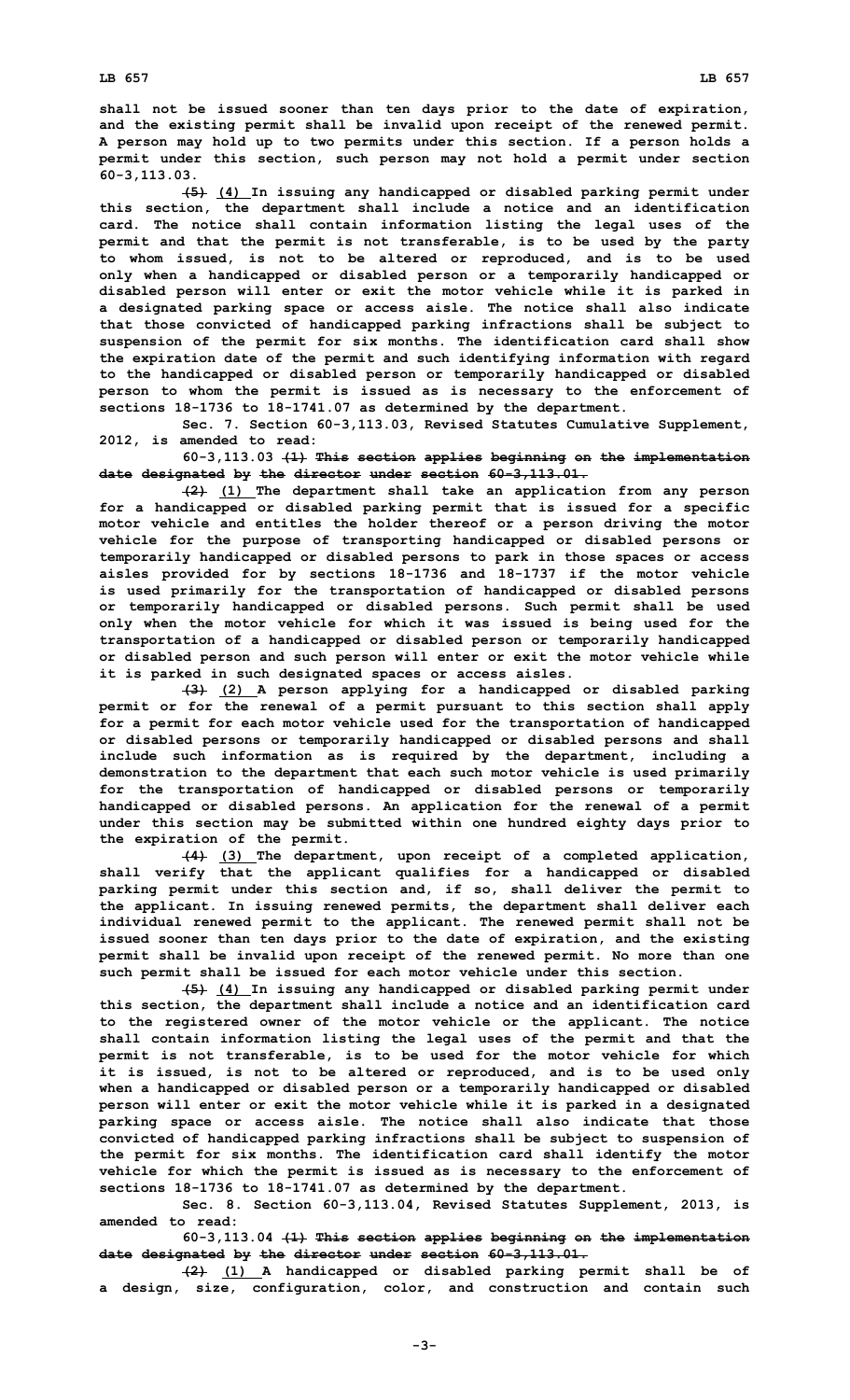shall not be issued sooner than ten days prior to the date of expiration, and the existing permit shall be invalid upon receipt of the renewed permit. A person may hold up to two permits under this section. If a person holds a permit under this section, such person may not hold a permit under section 60-3,113.03.

~~(5)~~ (4) In issuing any handicapped or disabled parking permit under this section, the department shall include a notice and an identification card. The notice shall contain information listing the legal uses of the permit and that the permit is not transferable, is to be used by the party to whom issued, is not to be altered or reproduced, and is to be used only when a handicapped or disabled person or a temporarily handicapped or disabled person will enter or exit the motor vehicle while it is parked in a designated parking space or access aisle. The notice shall also indicate that those convicted of handicapped parking infractions shall be subject to suspension of the permit for six months. The identification card shall show the expiration date of the permit and such identifying information with regard to the handicapped or disabled person or temporarily handicapped or disabled person to whom the permit is issued as is necessary to the enforcement of sections 18-1736 to 18-1741.07 as determined by the department.

Sec. 7. Section 60-3,113.03, Revised Statutes Cumulative Supplement, 2012, is amended to read:

60-3,113.03 ~~(1) This section applies beginning on the implementation date designated by the director under section 60-3,113.01.~~

~~(2)~~ (1) The department shall take an application from any person for a handicapped or disabled parking permit that is issued for a specific motor vehicle and entitles the holder thereof or a person driving the motor vehicle for the purpose of transporting handicapped or disabled persons or temporarily handicapped or disabled persons to park in those spaces or access aisles provided for by sections 18-1736 and 18-1737 if the motor vehicle is used primarily for the transportation of handicapped or disabled persons or temporarily handicapped or disabled persons. Such permit shall be used only when the motor vehicle for which it was issued is being used for the transportation of a handicapped or disabled person or temporarily handicapped or disabled person and such person will enter or exit the motor vehicle while it is parked in such designated spaces or access aisles.

~~(3)~~ (2) A person applying for a handicapped or disabled parking permit or for the renewal of a permit pursuant to this section shall apply for a permit for each motor vehicle used for the transportation of handicapped or disabled persons or temporarily handicapped or disabled persons and shall include such information as is required by the department, including a demonstration to the department that each such motor vehicle is used primarily for the transportation of handicapped or disabled persons or temporarily handicapped or disabled persons. An application for the renewal of a permit under this section may be submitted within one hundred eighty days prior to the expiration of the permit.

~~(4)~~ (3) The department, upon receipt of a completed application, shall verify that the applicant qualifies for a handicapped or disabled parking permit under this section and, if so, shall deliver the permit to the applicant. In issuing renewed permits, the department shall deliver each individual renewed permit to the applicant. The renewed permit shall not be issued sooner than ten days prior to the date of expiration, and the existing permit shall be invalid upon receipt of the renewed permit. No more than one such permit shall be issued for each motor vehicle under this section.

~~(5)~~ (4) In issuing any handicapped or disabled parking permit under this section, the department shall include a notice and an identification card to the registered owner of the motor vehicle or the applicant. The notice shall contain information listing the legal uses of the permit and that the permit is not transferable, is to be used for the motor vehicle for which it is issued, is not to be altered or reproduced, and is to be used only when a handicapped or disabled person or a temporarily handicapped or disabled person will enter or exit the motor vehicle while it is parked in a designated parking space or access aisle. The notice shall also indicate that those convicted of handicapped parking infractions shall be subject to suspension of the permit for six months. The identification card shall identify the motor vehicle for which the permit is issued as is necessary to the enforcement of sections 18-1736 to 18-1741.07 as determined by the department.

Sec. 8. Section 60-3,113.04, Revised Statutes Supplement, 2013, is amended to read:

60-3,113.04 ~~(1) This section applies beginning on the implementation date designated by the director under section 60-3,113.01.~~

~~(2)~~ (1) A handicapped or disabled parking permit shall be of a design, size, configuration, color, and construction and contain such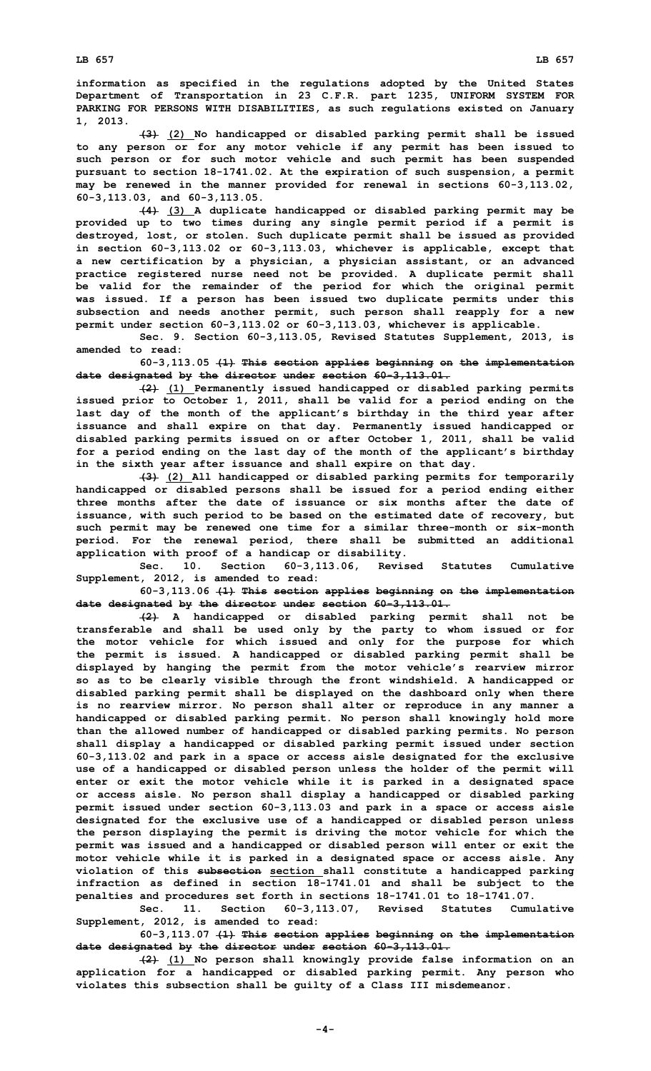information as specified in the regulations adopted by the United States Department of Transportation in 23 C.F.R. part 1235, UNIFORM SYSTEM FOR PARKING FOR PERSONS WITH DISABILITIES, as such regulations existed on January 1, 2013.

~~(3)~~ (2) No handicapped or disabled parking permit shall be issued to any person or for any motor vehicle if any permit has been issued to such person or for such motor vehicle and such permit has been suspended pursuant to section 18-1741.02. At the expiration of such suspension, a permit may be renewed in the manner provided for renewal in sections 60-3,113.02, 60-3,113.03, and 60-3,113.05.

~~(4)~~ (3) A duplicate handicapped or disabled parking permit may be provided up to two times during any single permit period if a permit is destroyed, lost, or stolen. Such duplicate permit shall be issued as provided in section 60-3,113.02 or 60-3,113.03, whichever is applicable, except that a new certification by a physician, a physician assistant, or an advanced practice registered nurse need not be provided. A duplicate permit shall be valid for the remainder of the period for which the original permit was issued. If a person has been issued two duplicate permits under this subsection and needs another permit, such person shall reapply for a new permit under section 60-3,113.02 or 60-3,113.03, whichever is applicable.

Sec. 9. Section 60-3,113.05, Revised Statutes Supplement, 2013, is amended to read:

60-3,113.05 ~~(1) This section applies beginning on the implementation date designated by the director under section 60-3,113.01.~~

~~(2)~~ (1) Permanently issued handicapped or disabled parking permits issued prior to October 1, 2011, shall be valid for a period ending on the last day of the month of the applicant's birthday in the third year after issuance and shall expire on that day. Permanently issued handicapped or disabled parking permits issued on or after October 1, 2011, shall be valid for a period ending on the last day of the month of the applicant's birthday in the sixth year after issuance and shall expire on that day.

~~(3)~~ (2) All handicapped or disabled parking permits for temporarily handicapped or disabled persons shall be issued for a period ending either three months after the date of issuance or six months after the date of issuance, with such period to be based on the estimated date of recovery, but such permit may be renewed one time for a similar three-month or six-month period. For the renewal period, there shall be submitted an additional application with proof of a handicap or disability.

Sec. 10. Section 60-3,113.06, Revised Statutes Cumulative Supplement, 2012, is amended to read:

60-3,113.06 ~~(1) This section applies beginning on the implementation date designated by the director under section 60-3,113.01.~~

~~(2)~~ A handicapped or disabled parking permit shall not be transferable and shall be used only by the party to whom issued or for the motor vehicle for which issued and only for the purpose for which the permit is issued. A handicapped or disabled parking permit shall be displayed by hanging the permit from the motor vehicle's rearview mirror so as to be clearly visible through the front windshield. A handicapped or disabled parking permit shall be displayed on the dashboard only when there is no rearview mirror. No person shall alter or reproduce in any manner a handicapped or disabled parking permit. No person shall knowingly hold more than the allowed number of handicapped or disabled parking permits. No person shall display a handicapped or disabled parking permit issued under section 60-3,113.02 and park in a space or access aisle designated for the exclusive use of a handicapped or disabled person unless the holder of the permit will enter or exit the motor vehicle while it is parked in a designated space or access aisle. No person shall display a handicapped or disabled parking permit issued under section 60-3,113.03 and park in a space or access aisle designated for the exclusive use of a handicapped or disabled person unless the person displaying the permit is driving the motor vehicle for which the permit was issued and a handicapped or disabled person will enter or exit the motor vehicle while it is parked in a designated space or access aisle. Any violation of this ~~subsection~~ section shall constitute a handicapped parking infraction as defined in section 18-1741.01 and shall be subject to the penalties and procedures set forth in sections 18-1741.01 to 18-1741.07.

Sec. 11. Section 60-3,113.07, Revised Statutes Cumulative Supplement, 2012, is amended to read:

60-3,113.07 ~~(1) This section applies beginning on the implementation date designated by the director under section 60-3,113.01.~~

~~(2)~~ (1) No person shall knowingly provide false information on an application for a handicapped or disabled parking permit. Any person who violates this subsection shall be guilty of a Class III misdemeanor.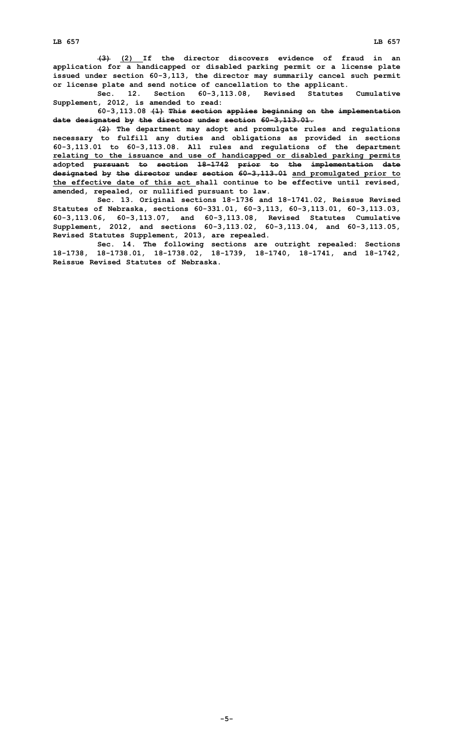~~(3)~~ (2) If the director discovers evidence of fraud in an application for a handicapped or disabled parking permit or a license plate issued under section 60-3,113, the director may summarily cancel such permit or license plate and send notice of cancellation to the applicant.

Sec. 12. Section 60-3,113.08, Revised Statutes Cumulative Supplement, 2012, is amended to read:

60-3,113.08 ~~(1) This section applies beginning on the implementation date designated by the director under section 60-3,113.01.~~

~~(2)~~ The department may adopt and promulgate rules and regulations necessary to fulfill any duties and obligations as provided in sections 60-3,113.01 to 60-3,113.08. All rules and regulations of the department relating to the issuance and use of handicapped or disabled parking permits adopted ~~pursuant to section 18-1742 prior to the implementation date designated by the director under section 60-3,113.01~~ and promulgated prior to the effective date of this act shall continue to be effective until revised, amended, repealed, or nullified pursuant to law.

Sec. 13. Original sections 18-1736 and 18-1741.02, Reissue Revised Statutes of Nebraska, sections 60-331.01, 60-3,113, 60-3,113.01, 60-3,113.03, 60-3,113.06, 60-3,113.07, and 60-3,113.08, Revised Statutes Cumulative Supplement, 2012, and sections 60-3,113.02, 60-3,113.04, and 60-3,113.05, Revised Statutes Supplement, 2013, are repealed.

Sec. 14. The following sections are outright repealed: Sections 18-1738, 18-1738.01, 18-1738.02, 18-1739, 18-1740, 18-1741, and 18-1742, Reissue Revised Statutes of Nebraska.